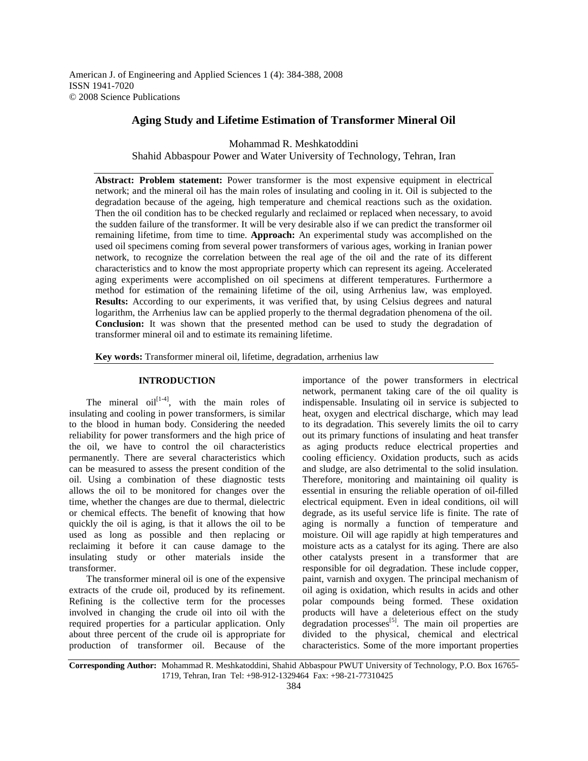# Aging Study and Lifetime Estimation of Transformer Mineral Oil

Mohammad R. Meshkatoddini
Shahid Abbaspour Power and Water University of Technology, Tehran, Iran

**Abstract: Problem statement:** Power transformer is the most expensive equipment in electrical network; and the mineral oil has the main roles of insulating and cooling in it. Oil is subjected to the degradation because of the ageing, high temperature and chemical reactions such as the oxidation. Then the oil condition has to be checked regularly and reclaimed or replaced when necessary, to avoid the sudden failure of the transformer. It will be very desirable also if we can predict the transformer oil remaining lifetime, from time to time. **Approach:** An experimental study was accomplished on the used oil specimens coming from several power transformers of various ages, working in Iranian power network, to recognize the correlation between the real age of the oil and the rate of its different characteristics and to know the most appropriate property which can represent its ageing. Accelerated aging experiments were accomplished on oil specimens at different temperatures. Furthermore a method for estimation of the remaining lifetime of the oil, using Arrhenius law, was employed. **Results:** According to our experiments, it was verified that, by using Celsius degrees and natural logarithm, the Arrhenius law can be applied properly to the thermal degradation phenomena of the oil. **Conclusion:** It was shown that the presented method can be used to study the degradation of transformer mineral oil and to estimate its remaining lifetime.

**Key words:** Transformer mineral oil, lifetime, degradation, arrhenius law

## INTRODUCTION

The mineral oil[1-4], with the main roles of insulating and cooling in power transformers, is similar to the blood in human body. Considering the needed reliability for power transformers and the high price of the oil, we have to control the oil characteristics permanently. There are several characteristics which can be measured to assess the present condition of the oil. Using a combination of these diagnostic tests allows the oil to be monitored for changes over the time, whether the changes are due to thermal, dielectric or chemical effects. The benefit of knowing that how quickly the oil is aging, is that it allows the oil to be used as long as possible and then replacing or reclaiming it before it can cause damage to the insulating study or other materials inside the transformer.

The transformer mineral oil is one of the expensive extracts of the crude oil, produced by its refinement. Refining is the collective term for the processes involved in changing the crude oil into oil with the required properties for a particular application. Only about three percent of the crude oil is appropriate for production of transformer oil. Because of the importance of the power transformers in electrical network, permanent taking care of the oil quality is indispensable. Insulating oil in service is subjected to heat, oxygen and electrical discharge, which may lead to its degradation. This severely limits the oil to carry out its primary functions of insulating and heat transfer as aging products reduce electrical properties and cooling efficiency. Oxidation products, such as acids and sludge, are also detrimental to the solid insulation. Therefore, monitoring and maintaining oil quality is essential in ensuring the reliable operation of oil-filled electrical equipment. Even in ideal conditions, oil will degrade, as its useful service life is finite. The rate of aging is normally a function of temperature and moisture. Oil will age rapidly at high temperatures and moisture acts as a catalyst for its aging. There are also other catalysts present in a transformer that are responsible for oil degradation. These include copper, paint, varnish and oxygen. The principal mechanism of oil aging is oxidation, which results in acids and other polar compounds being formed. These oxidation products will have a deleterious effect on the study degradation processes[5]. The main oil properties are divided to the physical, chemical and electrical characteristics. Some of the more important properties

**Corresponding Author:** Mohammad R. Meshkatoddini, Shahid Abbaspour PWUT University of Technology, P.O. Box 16765-1719, Tehran, Iran Tel: +98-912-1329464 Fax: +98-21-77310425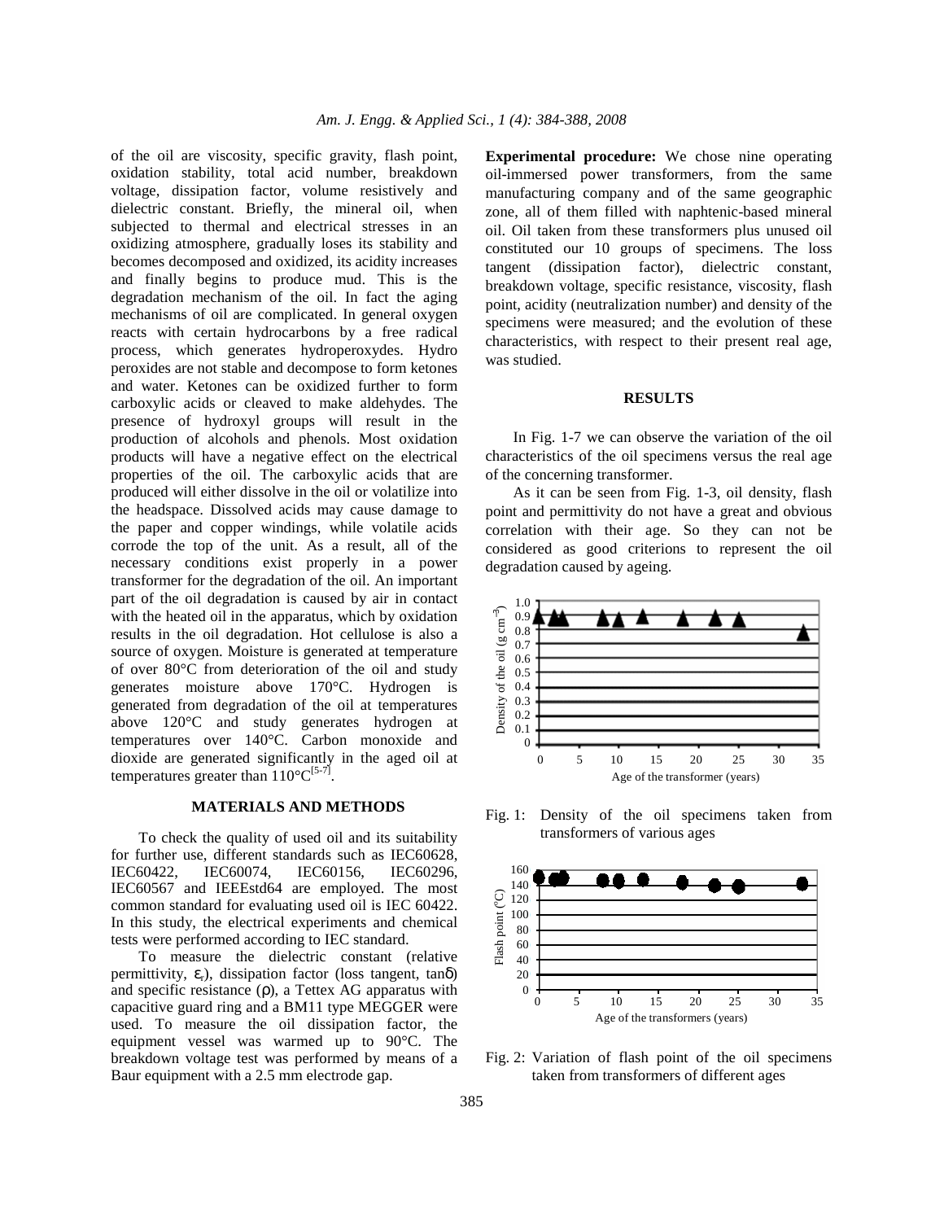of the oil are viscosity, specific gravity, flash point, oxidation stability, total acid number, breakdown voltage, dissipation factor, volume resistively and dielectric constant. Briefly, the mineral oil, when subjected to thermal and electrical stresses in an oxidizing atmosphere, gradually loses its stability and becomes decomposed and oxidized, its acidity increases and finally begins to produce mud. This is the degradation mechanism of the oil. In fact the aging mechanisms of oil are complicated. In general oxygen reacts with certain hydrocarbons by a free radical process, which generates hydroperoxydes. Hydro peroxides are not stable and decompose to form ketones and water. Ketones can be oxidized further to form carboxylic acids or cleaved to make aldehydes. The presence of hydroxyl groups will result in the production of alcohols and phenols. Most oxidation products will have a negative effect on the electrical properties of the oil. The carboxylic acids that are produced will either dissolve in the oil or volatilize into the headspace. Dissolved acids may cause damage to the paper and copper windings, while volatile acids corrode the top of the unit. As a result, all of the necessary conditions exist properly in a power transformer for the degradation of the oil. An important part of the oil degradation is caused by air in contact with the heated oil in the apparatus, which by oxidation results in the oil degradation. Hot cellulose is also a source of oxygen. Moisture is generated at temperature of over 80°C from deterioration of the oil and study generates moisture above 170°C. Hydrogen is generated from degradation of the oil at temperatures above 120°C and study generates hydrogen at temperatures over 140°C. Carbon monoxide and dioxide are generated significantly in the aged oil at temperatures greater than 110°C[5-7].

## MATERIALS AND METHODS

To check the quality of used oil and its suitability for further use, different standards such as IEC60628, IEC60422, IEC60074, IEC60156, IEC60296, IEC60567 and IEEEstd64 are employed. The most common standard for evaluating used oil is IEC 60422. In this study, the electrical experiments and chemical tests were performed according to IEC standard.

To measure the dielectric constant (relative permittivity, $\varepsilon_r$), dissipation factor (loss tangent, $\tan\delta$) and specific resistance ($\rho$), a Tettex AG apparatus with capacitive guard ring and a BM11 type MEGGER were used. To measure the oil dissipation factor, the equipment vessel was warmed up to 90°C. The breakdown voltage test was performed by means of a Baur equipment with a 2.5 mm electrode gap.

**Experimental procedure:** We chose nine operating oil-immersed power transformers, from the same manufacturing company and of the same geographic zone, all of them filled with naphtenic-based mineral oil. Oil taken from these transformers plus unused oil constituted our 10 groups of specimens. The loss tangent (dissipation factor), dielectric constant, breakdown voltage, specific resistance, viscosity, flash point, acidity (neutralization number) and density of the specimens were measured; and the evolution of these characteristics, with respect to their present real age, was studied.

## RESULTS

In Fig. 1-7 we can observe the variation of the oil characteristics of the oil specimens versus the real age of the concerning transformer.

As it can be seen from Fig. 1-3, oil density, flash point and permittivity do not have a great and obvious correlation with their age. So they can not be considered as good criterions to represent the oil degradation caused by ageing.

Fig. 1: Density of the oil specimens taken from transformers of various ages

Fig. 2: Variation of flash point of the oil specimens taken from transformers of different ages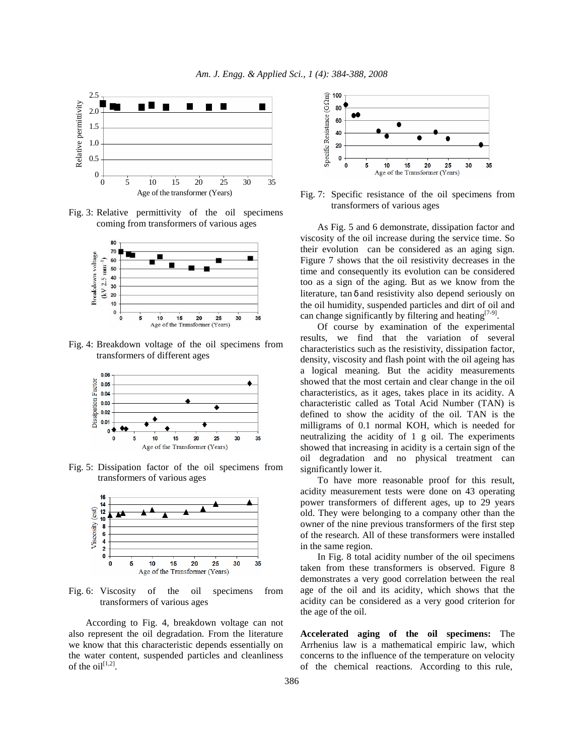Fig. 3: Relative permittivity of the oil specimens coming from transformers of various ages

Fig. 4: Breakdown voltage of the oil specimens from transformers of different ages

Fig. 5: Dissipation factor of the oil specimens from transformers of various ages

Fig. 6: Viscosity of the oil specimens from transformers of various ages

According to Fig. 4, breakdown voltage can not also represent the oil degradation. From the literature we know that this characteristic depends essentially on the water content, suspended particles and cleanliness of the oil[1,2].

Fig. 7: Specific resistance of the oil specimens from transformers of various ages

As Fig. 5 and 6 demonstrate, dissipation factor and viscosity of the oil increase during the service time. So their evolution can be considered as an aging sign. Figure 7 shows that the oil resistivity decreases in the time and consequently its evolution can be considered too as a sign of the aging. But as we know from the literature, $\tan\delta$ and resistivity also depend seriously on the oil humidity, suspended particles and dirt of oil and can change significantly by filtering and heating[7-9].

Of course by examination of the experimental results, we find that the variation of several characteristics such as the resistivity, dissipation factor, density, viscosity and flash point with the oil ageing has a logical meaning. But the acidity measurements showed that the most certain and clear change in the oil characteristics, as it ages, takes place in its acidity. A characteristic called as Total Acid Number (TAN) is defined to show the acidity of the oil. TAN is the milligrams of 0.1 normal KOH, which is needed for neutralizing the acidity of 1 g oil. The experiments showed that increasing in acidity is a certain sign of the oil degradation and no physical treatment can significantly lower it.

To have more reasonable proof for this result, acidity measurement tests were done on 43 operating power transformers of different ages, up to 29 years old. They were belonging to a company other than the owner of the nine previous transformers of the first step of the research. All of these transformers were installed in the same region.

In Fig. 8 total acidity number of the oil specimens taken from these transformers is observed. Figure 8 demonstrates a very good correlation between the real age of the oil and its acidity, which shows that the acidity can be considered as a very good criterion for the age of the oil.

**Accelerated aging of the oil specimens:** The Arrhenius law is a mathematical empiric law, which concerns to the influence of the temperature on velocity of the chemical reactions. According to this rule,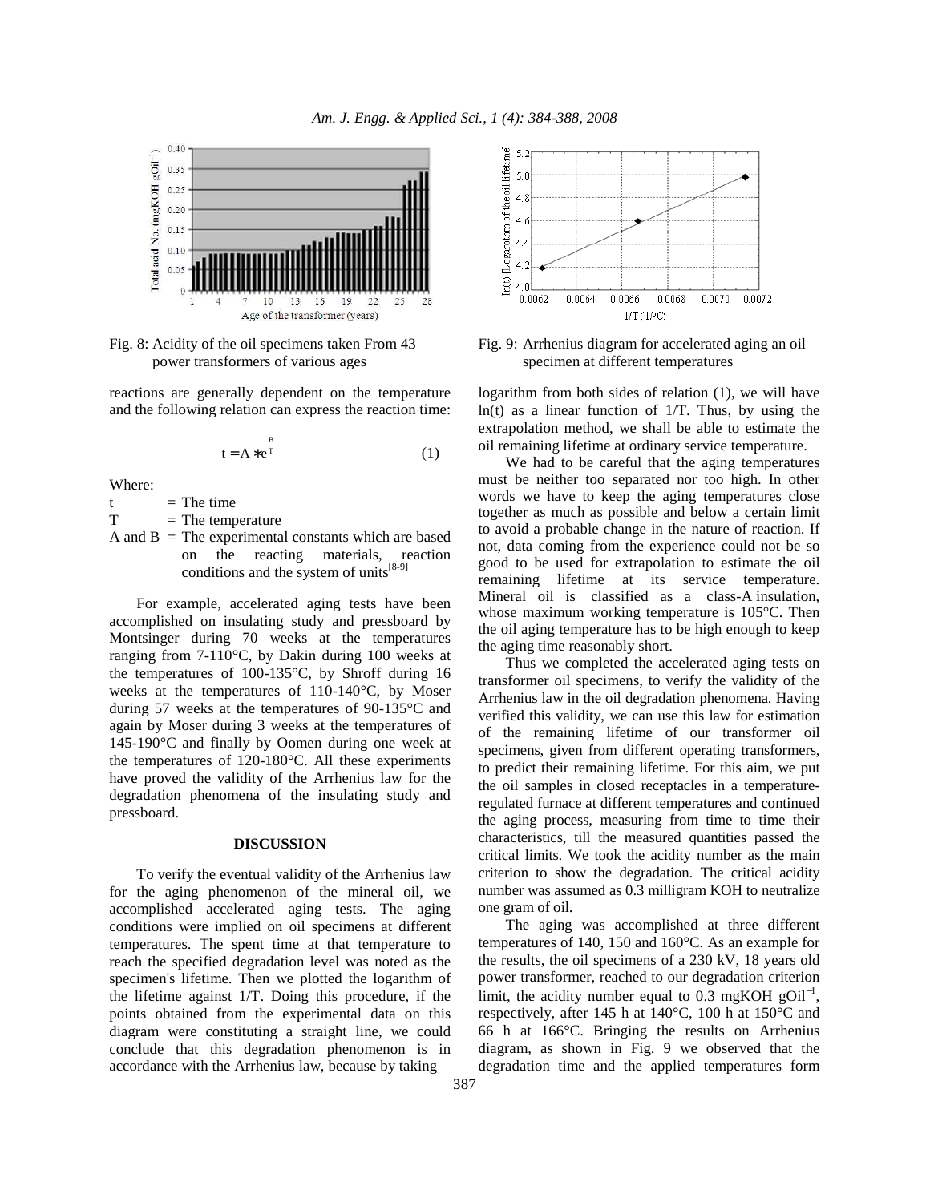0.40
0.35
0.25
0.20
0.15
0.10
0.05
0
Total acid No. (mgKOH gOil⁻¹)
1 4 7 10 13 16 19 22 25 28
Age of the transformer (years)

Fig. 8: Acidity of the oil specimens taken From 43 power transformers of various ages

5.2
5.0
4.8
4.6
4.4
4.2
4.0
ln(t) [Logarithm of the oil lifetime]
0.0062 0.0064 0.0066 0.0068 0.0070 0.0072
1/T (1/°C)

Fig. 9: Arrhenius diagram for accelerated aging an oil specimen at different temperatures

reactions are generally dependent on the temperature and the following relation can express the reaction time:

$$t = A * e^{\frac{B}{T}} \qquad (1)$$

Where:

- t = The time
- T = The temperature
- A and B = The experimental constants which are based on the reacting materials, reaction conditions and the system of units[8-9]

For example, accelerated aging tests have been accomplished on insulating study and pressboard by Montsinger during 70 weeks at the temperatures ranging from 7-110°C, by Dakin during 100 weeks at the temperatures of 100-135°C, by Shroff during 16 weeks at the temperatures of 110-140°C, by Moser during 57 weeks at the temperatures of 90-135°C and again by Moser during 3 weeks at the temperatures of 145-190°C and finally by Oomen during one week at the temperatures of 120-180°C. All these experiments have proved the validity of the Arrhenius law for the degradation phenomena of the insulating study and pressboard.

## DISCUSSION

To verify the eventual validity of the Arrhenius law for the aging phenomenon of the mineral oil, we accomplished accelerated aging tests. The aging conditions were implied on oil specimens at different temperatures. The spent time at that temperature to reach the specified degradation level was noted as the specimen's lifetime. Then we plotted the logarithm of the lifetime against 1/T. Doing this procedure, if the points obtained from the experimental data on this diagram were constituting a straight line, we could conclude that this degradation phenomenon is in accordance with the Arrhenius law, because by taking logarithm from both sides of relation (1), we will have ln(t) as a linear function of 1/T. Thus, by using the extrapolation method, we shall be able to estimate the oil remaining lifetime at ordinary service temperature.

We had to be careful that the aging temperatures must be neither too separated nor too high. In other words we have to keep the aging temperatures close together as much as possible and below a certain limit to avoid a probable change in the nature of reaction. If not, data coming from the experience could not be so good to be used for extrapolation to estimate the oil remaining lifetime at its service temperature. Mineral oil is classified as a class-A insulation, whose maximum working temperature is 105°C. Then the oil aging temperature has to be high enough to keep the aging time reasonably short.

Thus we completed the accelerated aging tests on transformer oil specimens, to verify the validity of the Arrhenius law in the oil degradation phenomena. Having verified this validity, we can use this law for estimation of the remaining lifetime of our transformer oil specimens, given from different operating transformers, to predict their remaining lifetime. For this aim, we put the oil samples in closed receptacles in a temperature-regulated furnace at different temperatures and continued the aging process, measuring from time to time their characteristics, till the measured quantities passed the critical limits. We took the acidity number as the main criterion to show the degradation. The critical acidity number was assumed as 0.3 milligram KOH to neutralize one gram of oil.

The aging was accomplished at three different temperatures of 140, 150 and 160°C. As an example for the results, the oil specimens of a 230 kV, 18 years old power transformer, reached to our degradation criterion limit, the acidity number equal to 0.3 mgKOH $gOil^{-1}$, respectively, after 145 h at 140°C, 100 h at 150°C and 66 h at 166°C. Bringing the results on Arrhenius diagram, as shown in Fig. 9 we observed that the degradation time and the applied temperatures form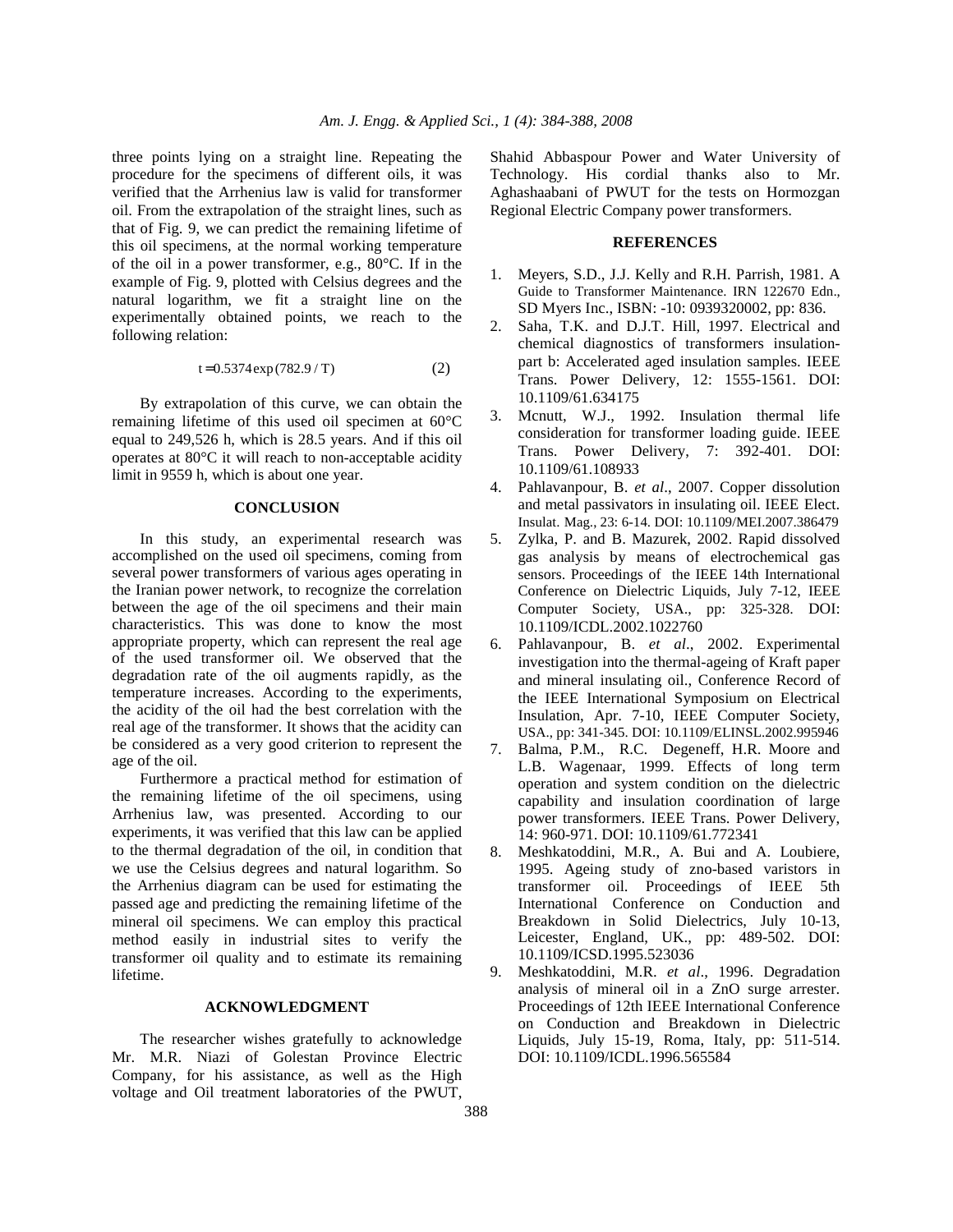three points lying on a straight line. Repeating the procedure for the specimens of different oils, it was verified that the Arrhenius law is valid for transformer oil. From the extrapolation of the straight lines, such as that of Fig. 9, we can predict the remaining lifetime of this oil specimens, at the normal working temperature of the oil in a power transformer, e.g., 80°C. If in the example of Fig. 9, plotted with Celsius degrees and the natural logarithm, we fit a straight line on the experimentally obtained points, we reach to the following relation:

$$t = 0.5374 \exp(782.9 / T) \qquad (2)$$

By extrapolation of this curve, we can obtain the remaining lifetime of this used oil specimen at 60°C equal to 249,526 h, which is 28.5 years. And if this oil operates at 80°C it will reach to non-acceptable acidity limit in 9559 h, which is about one year.

## CONCLUSION

In this study, an experimental research was accomplished on the used oil specimens, coming from several power transformers of various ages operating in the Iranian power network, to recognize the correlation between the age of the oil specimens and their main characteristics. This was done to know the most appropriate property, which can represent the real age of the used transformer oil. We observed that the degradation rate of the oil augments rapidly, as the temperature increases. According to the experiments, the acidity of the oil had the best correlation with the real age of the transformer. It shows that the acidity can be considered as a very good criterion to represent the age of the oil.

Furthermore a practical method for estimation of the remaining lifetime of the oil specimens, using Arrhenius law, was presented. According to our experiments, it was verified that this law can be applied to the thermal degradation of the oil, in condition that we use the Celsius degrees and natural logarithm. So the Arrhenius diagram can be used for estimating the passed age and predicting the remaining lifetime of the mineral oil specimens. We can employ this practical method easily in industrial sites to verify the transformer oil quality and to estimate its remaining lifetime.

## ACKNOWLEDGMENT

The researcher wishes gratefully to acknowledge Mr. M.R. Niazi of Golestan Province Electric Company, for his assistance, as well as the High voltage and Oil treatment laboratories of the PWUT, Shahid Abbaspour Power and Water University of Technology. His cordial thanks also to Mr. Aghashaabani of PWUT for the tests on Hormozgan Regional Electric Company power transformers.

## REFERENCES

1. Meyers, S.D., J.J. Kelly and R.H. Parrish, 1981. A Guide to Transformer Maintenance. IRN 122670 Edn., SD Myers Inc., ISBN: -10: 0939320002, pp: 836.
2. Saha, T.K. and D.J.T. Hill, 1997. Electrical and chemical diagnostics of transformers insulation-part b: Accelerated aged insulation samples. IEEE Trans. Power Delivery, 12: 1555-1561. DOI: 10.1109/61.634175
3. Mcnutt, W.J., 1992. Insulation thermal life consideration for transformer loading guide. IEEE Trans. Power Delivery, 7: 392-401. DOI: 10.1109/61.108933
4. Pahlavanpour, B. *et al*., 2007. Copper dissolution and metal passivators in insulating oil. IEEE Elect. Insulat. Mag., 23: 6-14. DOI: 10.1109/MEI.2007.386479
5. Zylka, P. and B. Mazurek, 2002. Rapid dissolved gas analysis by means of electrochemical gas sensors. Proceedings of the IEEE 14th International Conference on Dielectric Liquids, July 7-12, IEEE Computer Society, USA., pp: 325-328. DOI: 10.1109/ICDL.2002.1022760
6. Pahlavanpour, B. *et al*., 2002. Experimental investigation into the thermal-ageing of Kraft paper and mineral insulating oil., Conference Record of the IEEE International Symposium on Electrical Insulation, Apr. 7-10, IEEE Computer Society, USA., pp: 341-345. DOI: 10.1109/ELINSL.2002.995946
7. Balma, P.M., R.C. Degeneff, H.R. Moore and L.B. Wagenaar, 1999. Effects of long term operation and system condition on the dielectric capability and insulation coordination of large power transformers. IEEE Trans. Power Delivery, 14: 960-971. DOI: 10.1109/61.772341
8. Meshkatoddini, M.R., A. Bui and A. Loubiere, 1995. Ageing study of zno-based varistors in transformer oil. Proceedings of IEEE 5th International Conference on Conduction and Breakdown in Solid Dielectrics, July 10-13, Leicester, England, UK., pp: 489-502. DOI: 10.1109/ICSD.1995.523036
9. Meshkatoddini, M.R. *et al*., 1996. Degradation analysis of mineral oil in a ZnO surge arrester. Proceedings of 12th IEEE International Conference on Conduction and Breakdown in Dielectric Liquids, July 15-19, Roma, Italy, pp: 511-514. DOI: 10.1109/ICDL.1996.565584